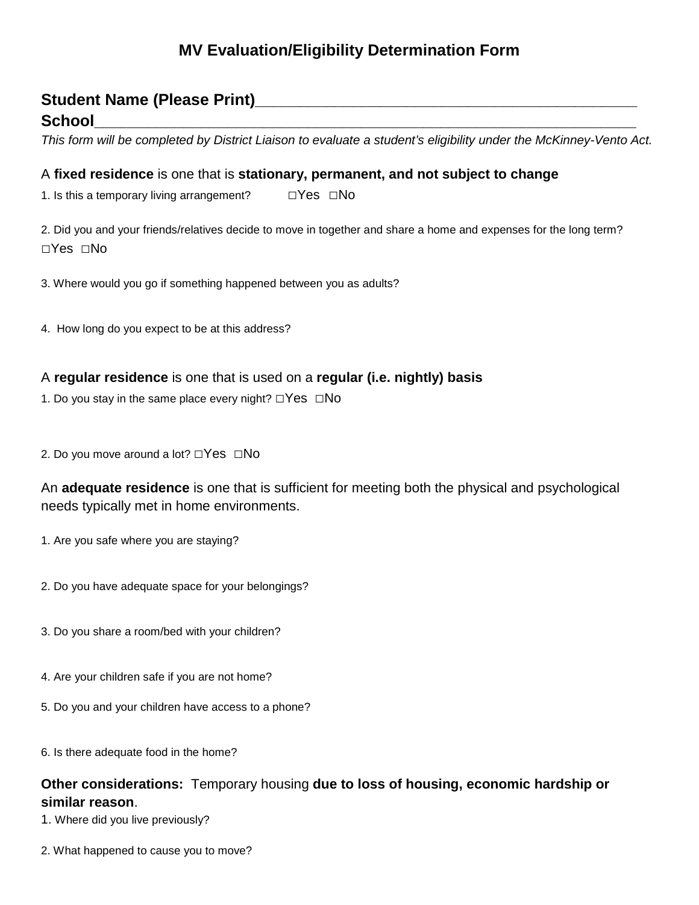# MV Evaluation/Eligibility Determination Form

**Student Name (Please Print)**_____________________________________________

**School**____________________________________________________________________

*This form will be completed by District Liaison to evaluate a student's eligibility under the McKinney-Vento Act.*

### A **fixed residence** is one that is **stationary, permanent, and not subject to change**

1. Is this a temporary living arrangement? □Yes □No

2. Did you and your friends/relatives decide to move in together and share a home and expenses for the long term? □Yes □No

3. Where would you go if something happened between you as adults?

4. How long do you expect to be at this address?

### A **regular residence** is one that is used on a **regular (i.e. nightly) basis**

1. Do you stay in the same place every night? □Yes □No

2. Do you move around a lot? □Yes □No

### An **adequate residence** is one that is sufficient for meeting both the physical and psychological needs typically met in home environments.

1. Are you safe where you are staying?

2. Do you have adequate space for your belongings?

3. Do you share a room/bed with your children?

4. Are your children safe if you are not home?

5. Do you and your children have access to a phone?

6. Is there adequate food in the home?

### **Other considerations:** Temporary housing **due to loss of housing, economic hardship or similar reason**.

1. Where did you live previously?

2. What happened to cause you to move?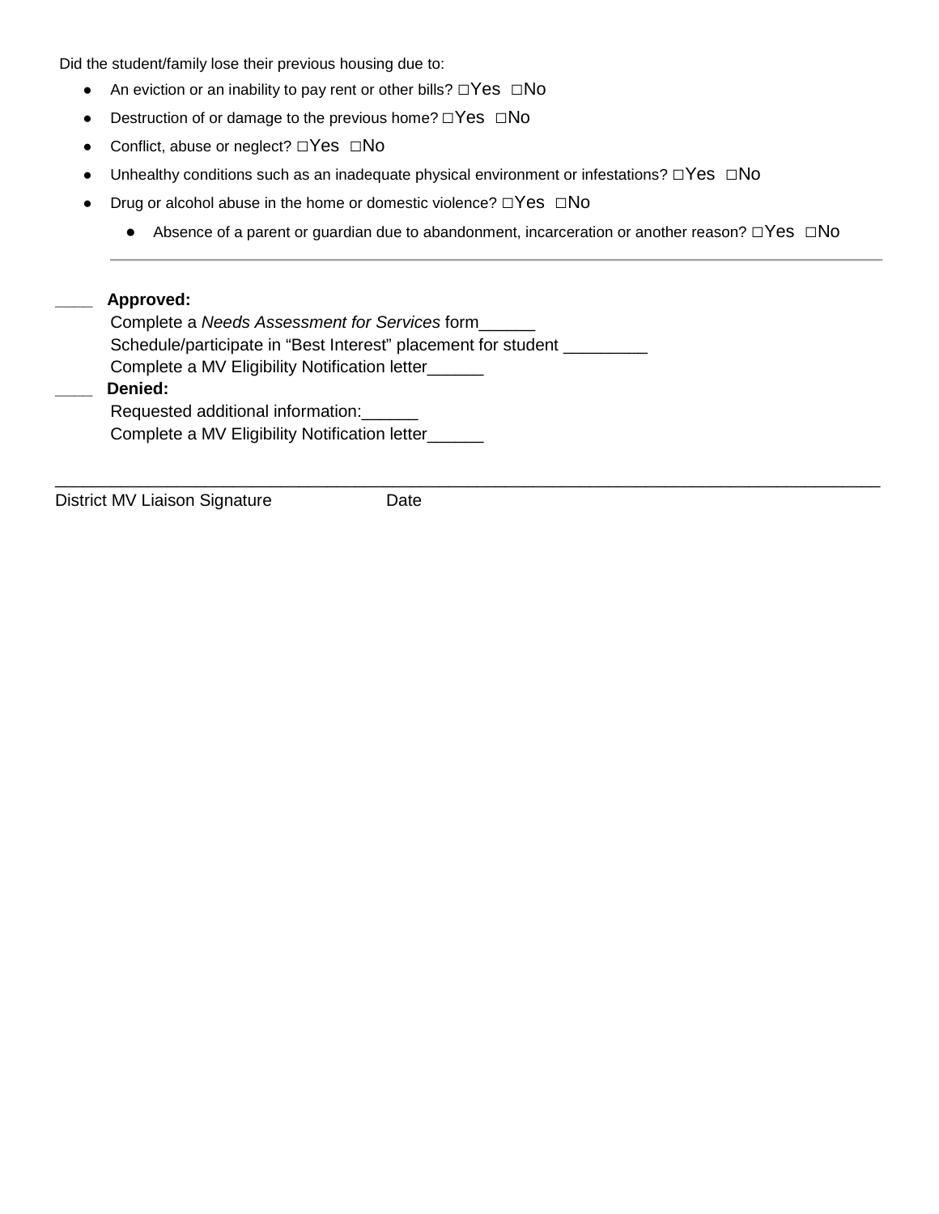Did the student/family lose their previous housing due to:

- An eviction or an inability to pay rent or other bills? ☐Yes ☐No
- Destruction of or damage to the previous home? ☐Yes ☐No
- Conflict, abuse or neglect? ☐Yes ☐No
- Unhealthy conditions such as an inadequate physical environment or infestations? ☐Yes ☐No
- Drug or alcohol abuse in the home or domestic violence? ☐Yes ☐No
  - Absence of a parent or guardian due to abandonment, incarceration or another reason? ☐Yes ☐No

---

____ **Approved:**

Complete a *Needs Assessment for Services* form______

Schedule/participate in "Best Interest" placement for student _________

Complete a MV Eligibility Notification letter______

____ **Denied:**

Requested additional information:______

Complete a MV Eligibility Notification letter______

_____________________________________________________________________________

District MV Liaison Signature Date